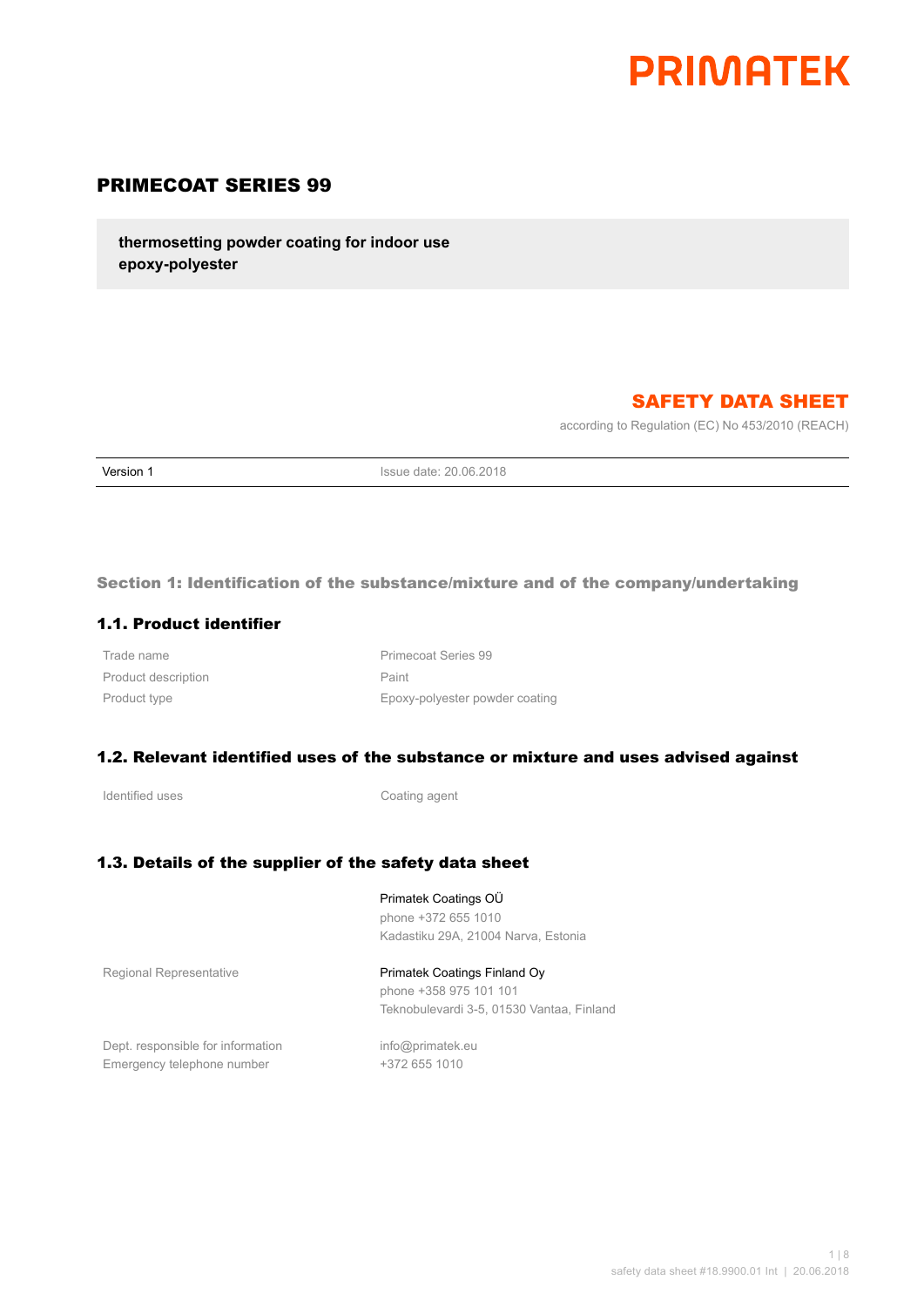# PRIMATEK

## PRIMECOAT SERIES 99

**thermosetting powder coating for indoor use**
**epoxy-polyester**

## SAFETY DATA SHEET

according to Regulation (EC) No 453/2010 (REACH)

| Version 1 | Issue date: 20.06.2018 |
| --- | --- |

### Section 1: Identification of the substance/mixture and of the company/undertaking

#### 1.1. Product identifier

| | |
| --- | --- |
| Trade name | Primecoat Series 99 |
| Product description | Paint |
| Product type | Epoxy-polyester powder coating |

#### 1.2. Relevant identified uses of the substance or mixture and uses advised against

| | |
| --- | --- |
| Identified uses | Coating agent |

#### 1.3. Details of the supplier of the safety data sheet

| | |
| --- | --- |
| | Primatek Coatings OÜ<br>phone +372 655 1010<br>Kadastiku 29A, 21004 Narva, Estonia |
| Regional Representative | Primatek Coatings Finland Oy<br>phone +358 975 101 101<br>Teknobulevardi 3-5, 01530 Vantaa, Finland |
| Dept. responsible for information | info@primatek.eu |
| Emergency telephone number | +372 655 1010 |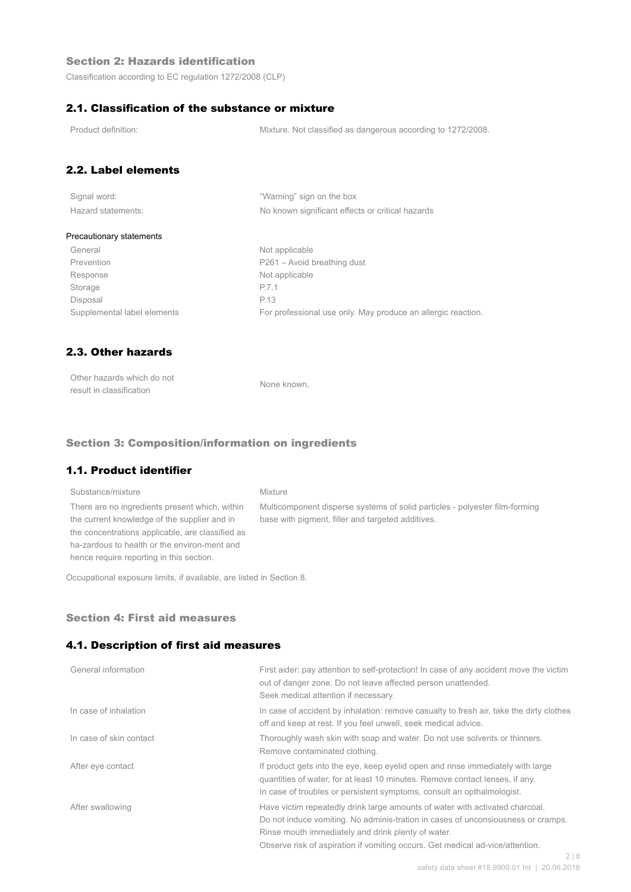## Section 2: Hazards identification

Classification according to EC regulation 1272/2008 (CLP)

### 2.1. Classification of the substance or mixture

| | |
|---|---|
| Product definition: | Mixture. Not classified as dangerous according to 1272/2008. |

### 2.2. Label elements

| | |
|---|---|
| Signal word: | "Warning" sign on the box |
| Hazard statements: | No known significant effects or critical hazards |

Precautionary statements

| | |
|---|---|
| General | Not applicable |
| Prevention | P261 – Avoid breathing dust |
| Response | Not applicable |
| Storage | P.7.1 |
| Disposal | P.13 |
| Supplemental label elements | For professional use only. May produce an allergic reaction. |

### 2.3. Other hazards

| | |
|---|---|
| Other hazards which do not result in classification | None known. |

## Section 3: Composition/information on ingredients

### 1.1. Product identifier

| | |
|---|---|
| Substance/mixture | Mixture |
| There are no ingredients present which, within the current knowledge of the supplier and in the concentrations applicable, are classified as ha-zardous to health or the environ-ment and hence require reporting in this section. | Multicomponent disperse systems of solid particles - polyester film-forming base with pigment, filler and targeted additives. |

Occupational exposure limits, if available, are listed in Section 8.

## Section 4: First aid measures

### 4.1. Description of first aid measures

| | |
|---|---|
| General information | First aider: pay attention to self-protection! In case of any accident move the victim out of danger zone. Do not leave affected person unattended. Seek medical attention if necessary. |
| In case of inhalation | In case of accident by inhalation: remove casualty to fresh air, take the dirty clothes off and keep at rest. If you feel unwell, seek medical advice. |
| In case of skin contact | Thoroughly wash skin with soap and water. Do not use solvents or thinners. Remove contaminated clothing. |
| After eye contact | If product gets into the eye, keep eyelid open and rinse immediately with large quantities of water, for at least 10 minutes. Remove contact lenses, if any. In case of troubles or persistent symptoms, consult an opthalmologist. |
| After swallowing | Have victim repeatedly drink large amounts of water with activated charcoal. Do not induce vomiting. No adminis-tration in cases of unconsiousness or cramps. Rinse mouth immediately and drink plenty of water. Observe risk of aspiration if vomiting occurs. Get medical ad-vice/attention. |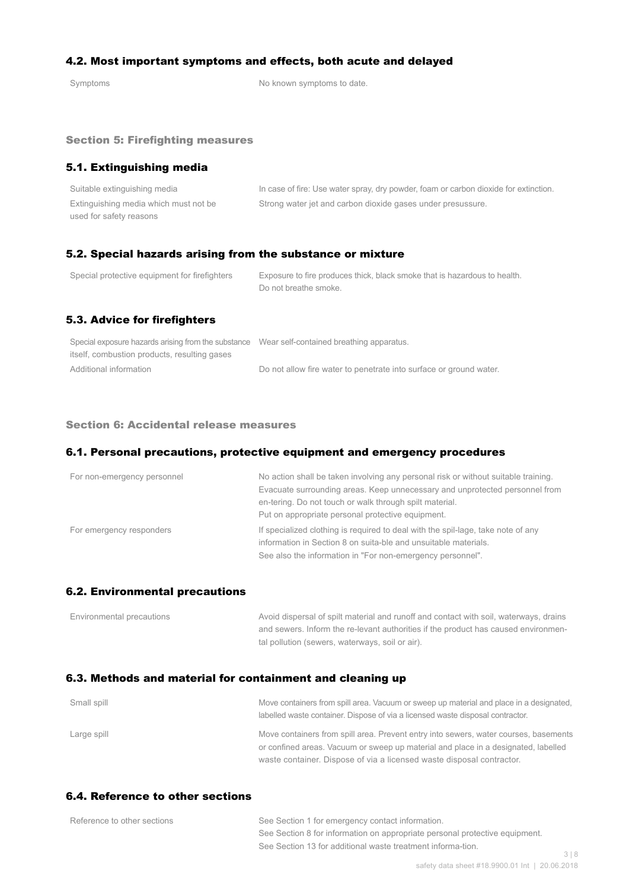### 4.2. Most important symptoms and effects, both acute and delayed

| | |
|---|---|
| Symptoms | No known symptoms to date. |

## Section 5: Firefighting measures

### 5.1. Extinguishing media

| | |
|---|---|
| Suitable extinguishing media | In case of fire: Use water spray, dry powder, foam or carbon dioxide for extinction. |
| Extinguishing media which must not be used for safety reasons | Strong water jet and carbon dioxide gases under presussure. |

### 5.2. Special hazards arising from the substance or mixture

| | |
|---|---|
| Special protective equipment for firefighters | Exposure to fire produces thick, black smoke that is hazardous to health. Do not breathe smoke. |

### 5.3. Advice for firefighters

| | |
|---|---|
| Special exposure hazards arising from the substance itself, combustion products, resulting gases | Wear self-contained breathing apparatus. |
| Additional information | Do not allow fire water to penetrate into surface or ground water. |

## Section 6: Accidental release measures

### 6.1. Personal precautions, protective equipment and emergency procedures

| | |
|---|---|
| For non-emergency personnel | No action shall be taken involving any personal risk or without suitable training. Evacuate surrounding areas. Keep unnecessary and unprotected personnel from en-tering. Do not touch or walk through spilt material. Put on appropriate personal protective equipment. |
| For emergency responders | If specialized clothing is required to deal with the spil-lage, take note of any information in Section 8 on suita-ble and unsuitable materials. See also the information in "For non-emergency personnel". |

### 6.2. Environmental precautions

| | |
|---|---|
| Environmental precautions | Avoid dispersal of spilt material and runoff and contact with soil, waterways, drains and sewers. Inform the re-levant authorities if the product has caused environmen-tal pollution (sewers, waterways, soil or air). |

### 6.3. Methods and material for containment and cleaning up

| | |
|---|---|
| Small spill | Move containers from spill area. Vacuum or sweep up material and place in a designated, labelled waste container. Dispose of via a licensed waste disposal contractor. |
| Large spill | Move containers from spill area. Prevent entry into sewers, water courses, basements or confined areas. Vacuum or sweep up material and place in a designated, labelled waste container. Dispose of via a licensed waste disposal contractor. |

### 6.4. Reference to other sections

| | |
|---|---|
| Reference to other sections | See Section 1 for emergency contact information. See Section 8 for information on appropriate personal protective equipment. See Section 13 for additional waste treatment informa-tion. |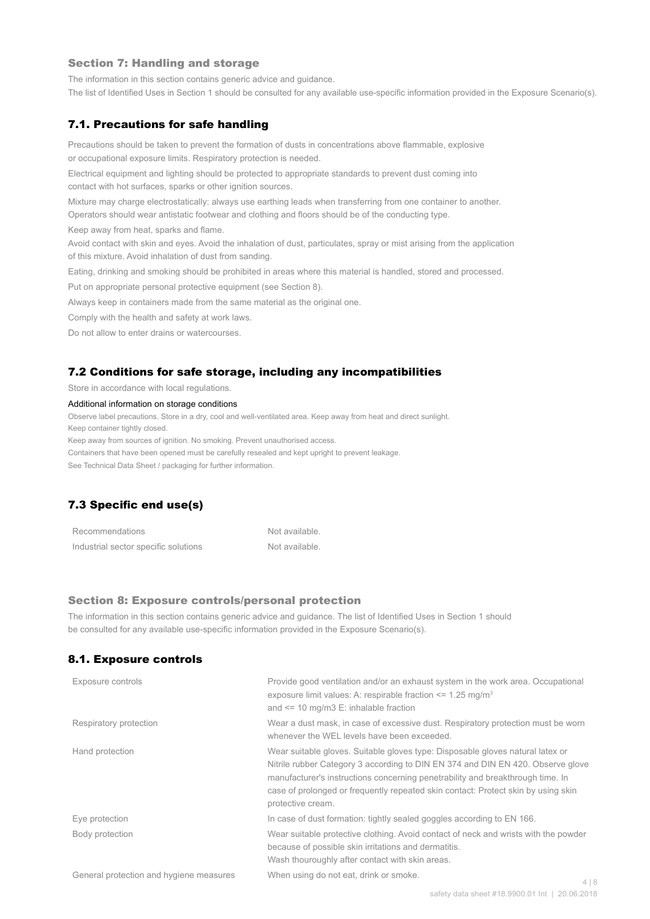## Section 7: Handling and storage

The information in this section contains generic advice and guidance.

The list of Identified Uses in Section 1 should be consulted for any available use-specific information provided in the Exposure Scenario(s).

### 7.1. Precautions for safe handling

Precautions should be taken to prevent the formation of dusts in concentrations above flammable, explosive or occupational exposure limits. Respiratory protection is needed.

Electrical equipment and lighting should be protected to appropriate standards to prevent dust coming into contact with hot surfaces, sparks or other ignition sources.

Mixture may charge electrostatically: always use earthing leads when transferring from one container to another. Operators should wear antistatic footwear and clothing and floors should be of the conducting type.

Keep away from heat, sparks and flame.

Avoid contact with skin and eyes. Avoid the inhalation of dust, particulates, spray or mist arising from the application of this mixture. Avoid inhalation of dust from sanding.

Eating, drinking and smoking should be prohibited in areas where this material is handled, stored and processed.

Put on appropriate personal protective equipment (see Section 8).

Always keep in containers made from the same material as the original one.

Comply with the health and safety at work laws.

Do not allow to enter drains or watercourses.

### 7.2 Conditions for safe storage, including any incompatibilities

Store in accordance with local regulations.

Additional information on storage conditions

Observe label precautions. Store in a dry, cool and well-ventilated area. Keep away from heat and direct sunlight.

Keep container tightly closed.

Keep away from sources of ignition. No smoking. Prevent unauthorised access.

Containers that have been opened must be carefully resealed and kept upright to prevent leakage.

See Technical Data Sheet / packaging for further information.

### 7.3 Specific end use(s)

| | |
|---|---|
| Recommendations | Not available. |
| Industrial sector specific solutions | Not available. |

## Section 8: Exposure controls/personal protection

The information in this section contains generic advice and guidance. The list of Identified Uses in Section 1 should be consulted for any available use-specific information provided in the Exposure Scenario(s).

### 8.1. Exposure controls

| | |
|---|---|
| Exposure controls | Provide good ventilation and/or an exhaust system in the work area. Occupational exposure limit values: A: respirable fraction <= 1.25 mg/m$^3$ and <= 10 mg/m3 E: inhalable fraction |
| Respiratory protection | Wear a dust mask, in case of excessive dust. Respiratory protection must be worn whenever the WEL levels have been exceeded. |
| Hand protection | Wear suitable gloves. Suitable gloves type: Disposable gloves natural latex or Nitrile rubber Category 3 according to DIN EN 374 and DIN EN 420. Observe glove manufacturer's instructions concerning penetrability and breakthrough time. In case of prolonged or frequently repeated skin contact: Protect skin by using skin protective cream. |
| Eye protection | In case of dust formation: tightly sealed goggles according to EN 166. |
| Body protection | Wear suitable protective clothing. Avoid contact of neck and wrists with the powder because of possible skin irritations and dermatitis. Wash thouroughly after contact with skin areas. |
| General protection and hygiene measures | When using do not eat, drink or smoke. |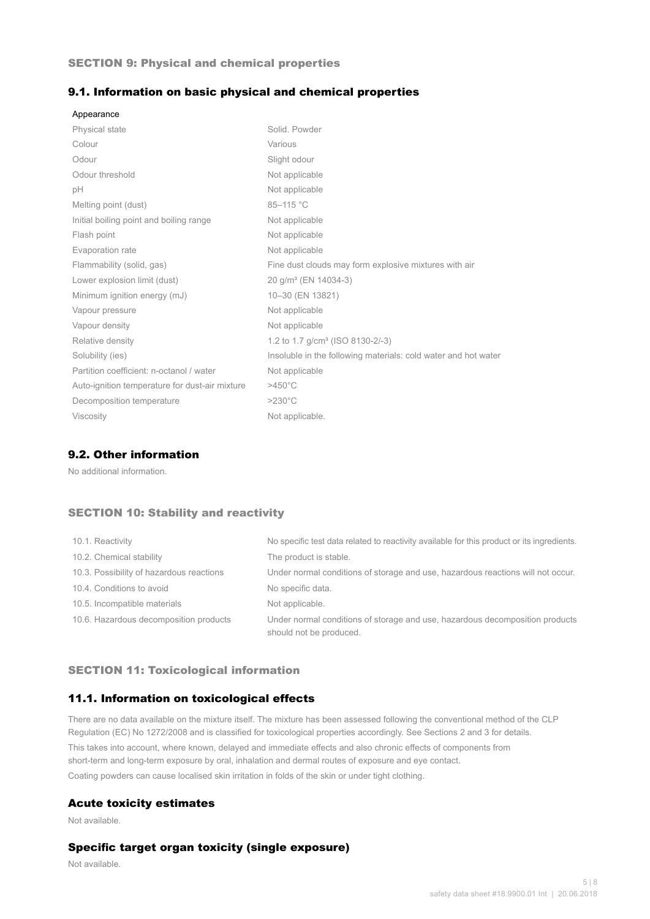## SECTION 9: Physical and chemical properties

### 9.1. Information on basic physical and chemical properties

Appearance

| | |
|---|---|
| Physical state | Solid. Powder |
| Colour | Various |
| Odour | Slight odour |
| Odour threshold | Not applicable |
| pH | Not applicable |
| Melting point (dust) | 85–115 °C |
| Initial boiling point and boiling range | Not applicable |
| Flash point | Not applicable |
| Evaporation rate | Not applicable |
| Flammability (solid, gas) | Fine dust clouds may form explosive mixtures with air |
| Lower explosion limit (dust) | 20 g/m³ (EN 14034-3) |
| Minimum ignition energy (mJ) | 10–30 (EN 13821) |
| Vapour pressure | Not applicable |
| Vapour density | Not applicable |
| Relative density | 1.2 to 1.7 g/cm³ (ISO 8130-2/-3) |
| Solubility (ies) | Insoluble in the following materials: cold water and hot water |
| Partition coefficient: n-octanol / water | Not applicable |
| Auto-ignition temperature for dust-air mixture | >450°C |
| Decomposition temperature | >230°C |
| Viscosity | Not applicable. |

### 9.2. Other information

No additional information.

## SECTION 10: Stability and reactivity

| | |
|---|---|
| 10.1. Reactivity | No specific test data related to reactivity available for this product or its ingredients. |
| 10.2. Chemical stability | The product is stable. |
| 10.3. Possibility of hazardous reactions | Under normal conditions of storage and use, hazardous reactions will not occur. |
| 10.4. Conditions to avoid | No specific data. |
| 10.5. Incompatible materials | Not applicable. |
| 10.6. Hazardous decomposition products | Under normal conditions of storage and use, hazardous decomposition products should not be produced. |

## SECTION 11: Toxicological information

### 11.1. Information on toxicological effects

There are no data available on the mixture itself. The mixture has been assessed following the conventional method of the CLP Regulation (EC) No 1272/2008 and is classified for toxicological properties accordingly. See Sections 2 and 3 for details.

This takes into account, where known, delayed and immediate effects and also chronic effects of components from short-term and long-term exposure by oral, inhalation and dermal routes of exposure and eye contact.

Coating powders can cause localised skin irritation in folds of the skin or under tight clothing.

### Acute toxicity estimates

Not available.

### Specific target organ toxicity (single exposure)

Not available.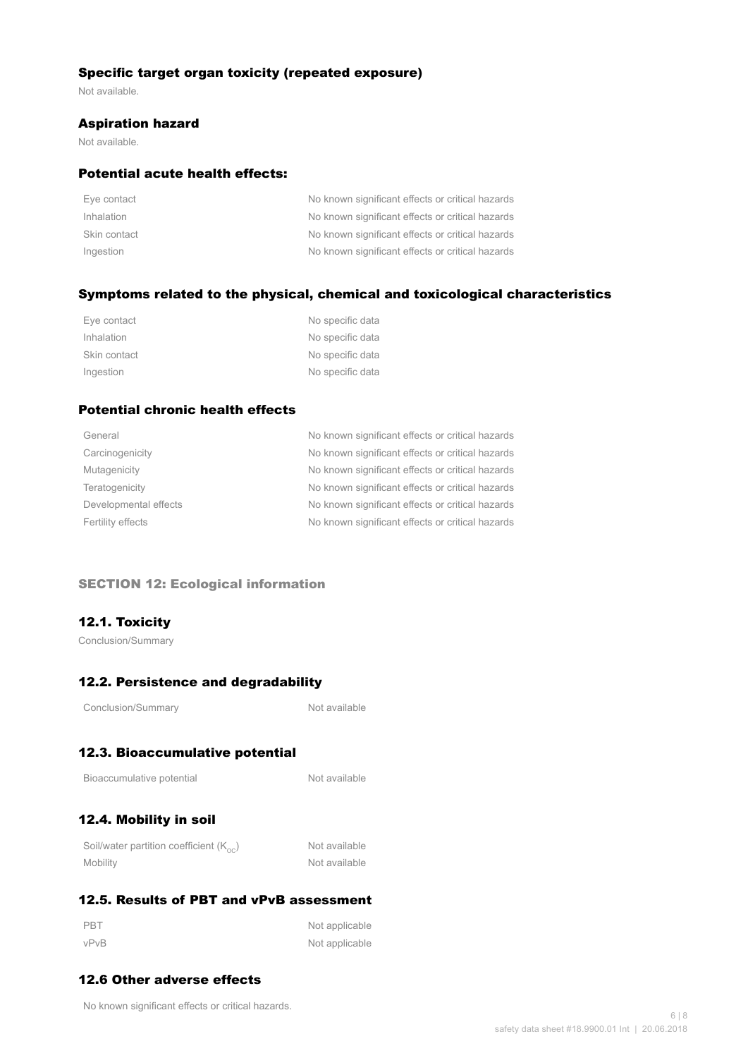### Specific target organ toxicity (repeated exposure)

Not available.

### Aspiration hazard

Not available.

### Potential acute health effects:

| | |
|---|---|
| Eye contact | No known significant effects or critical hazards |
| Inhalation | No known significant effects or critical hazards |
| Skin contact | No known significant effects or critical hazards |
| Ingestion | No known significant effects or critical hazards |

### Symptoms related to the physical, chemical and toxicological characteristics

| | |
|---|---|
| Eye contact | No specific data |
| Inhalation | No specific data |
| Skin contact | No specific data |
| Ingestion | No specific data |

### Potential chronic health effects

| | |
|---|---|
| General | No known significant effects or critical hazards |
| Carcinogenicity | No known significant effects or critical hazards |
| Mutagenicity | No known significant effects or critical hazards |
| Teratogenicity | No known significant effects or critical hazards |
| Developmental effects | No known significant effects or critical hazards |
| Fertility effects | No known significant effects or critical hazards |

## SECTION 12: Ecological information

### 12.1. Toxicity

Conclusion/Summary

### 12.2. Persistence and degradability

| | |
|---|---|
| Conclusion/Summary | Not available |

### 12.3. Bioaccumulative potential

| | |
|---|---|
| Bioaccumulative potential | Not available |

### 12.4. Mobility in soil

| | |
|---|---|
| Soil/water partition coefficient ($K_{oc}$) | Not available |
| Mobility | Not available |

### 12.5. Results of PBT and vPvB assessment

| | |
|---|---|
| PBT | Not applicable |
| vPvB | Not applicable |

### 12.6 Other adverse effects

No known significant effects or critical hazards.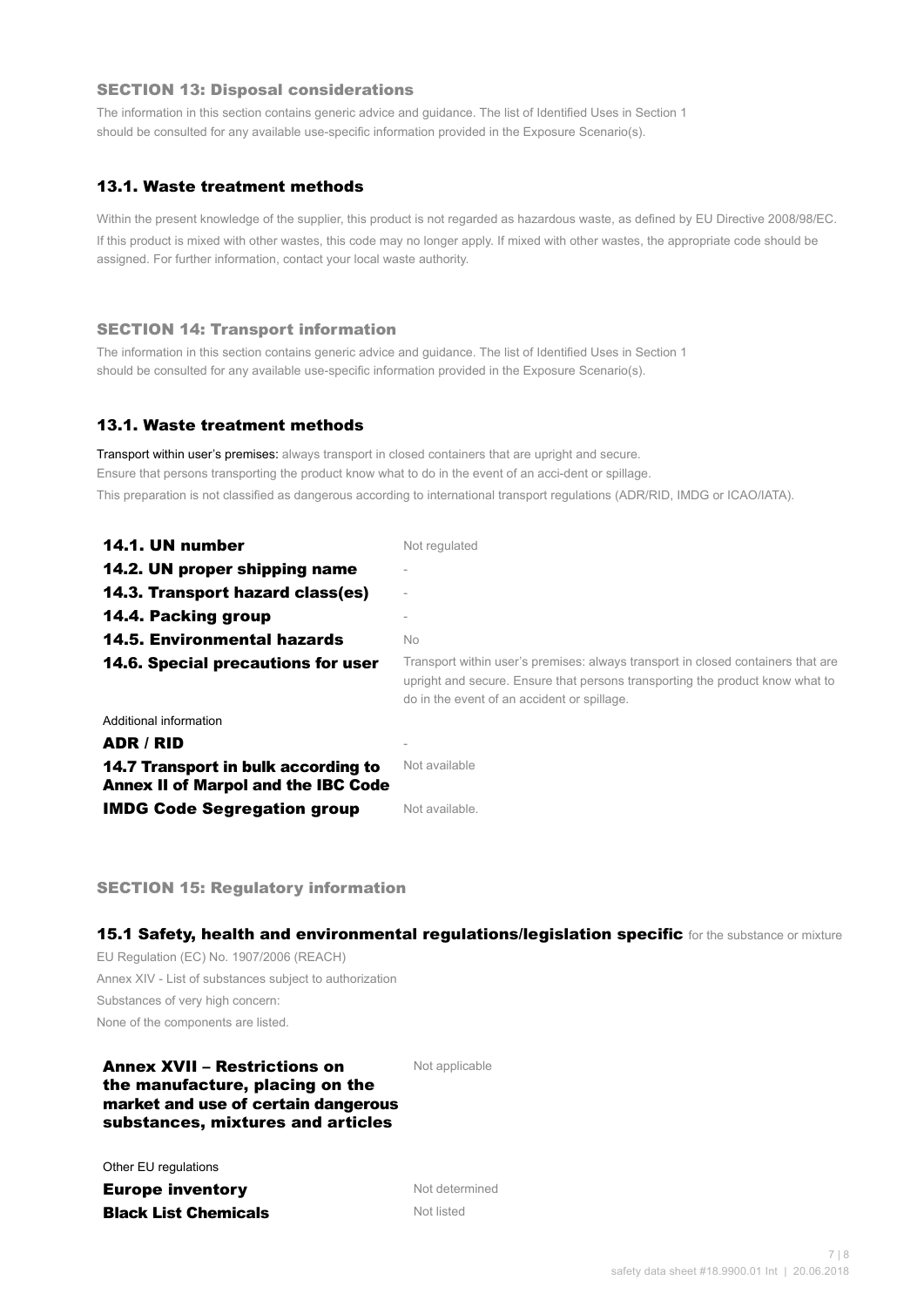## SECTION 13: Disposal considerations

The information in this section contains generic advice and guidance. The list of Identified Uses in Section 1 should be consulted for any available use-specific information provided in the Exposure Scenario(s).

### 13.1. Waste treatment methods

Within the present knowledge of the supplier, this product is not regarded as hazardous waste, as defined by EU Directive 2008/98/EC. If this product is mixed with other wastes, this code may no longer apply. If mixed with other wastes, the appropriate code should be assigned. For further information, contact your local waste authority.

## SECTION 14: Transport information

The information in this section contains generic advice and guidance. The list of Identified Uses in Section 1 should be consulted for any available use-specific information provided in the Exposure Scenario(s).

### 13.1. Waste treatment methods

Transport within user's premises: always transport in closed containers that are upright and secure.
Ensure that persons transporting the product know what to do in the event of an acci-dent or spillage.
This preparation is not classified as dangerous according to international transport regulations (ADR/RID, IMDG or ICAO/IATA).

| | |
|---|---|
| **14.1. UN number** | Not regulated |
| **14.2. UN proper shipping name** | - |
| **14.3. Transport hazard class(es)** | - |
| **14.4. Packing group** | - |
| **14.5. Environmental hazards** | No |
| **14.6. Special precautions for user** | Transport within user's premises: always transport in closed containers that are upright and secure. Ensure that persons transporting the product know what to do in the event of an accident or spillage. |

Additional information

| | |
|---|---|
| **ADR / RID** | - |
| **14.7 Transport in bulk according to Annex II of Marpol and the IBC Code** | Not available |
| **IMDG Code Segregation group** | Not available. |

## SECTION 15: Regulatory information

### 15.1 Safety, health and environmental regulations/legislation specific for the substance or mixture

EU Regulation (EC) No. 1907/2006 (REACH)
Annex XIV - List of substances subject to authorization
Substances of very high concern:
None of the components are listed.

| | |
|---|---|
| **Annex XVII – Restrictions on the manufacture, placing on the market and use of certain dangerous substances, mixtures and articles** | Not applicable |

Other EU regulations

| | |
|---|---|
| **Europe inventory** | Not determined |
| **Black List Chemicals** | Not listed |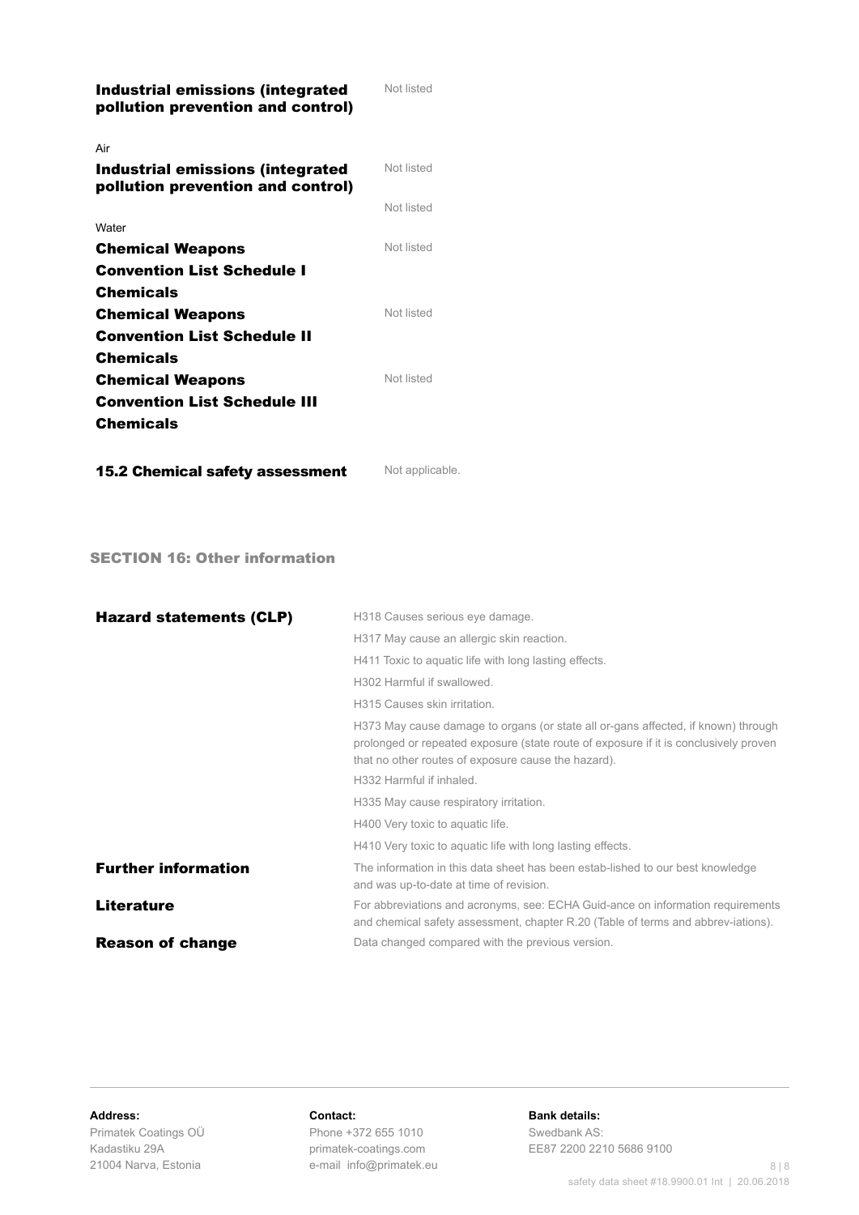**Industrial emissions (integrated pollution prevention and control)** Not listed

Air

**Industrial emissions (integrated pollution prevention and control)** Not listed

Not listed

Water

**Chemical Weapons Convention List Schedule I Chemicals** Not listed

**Chemical Weapons Convention List Schedule II Chemicals** Not listed

**Chemical Weapons Convention List Schedule III Chemicals** Not listed

**15.2 Chemical safety assessment** Not applicable.

## SECTION 16: Other information

**Hazard statements (CLP)**

H318 Causes serious eye damage.

H317 May cause an allergic skin reaction.

H411 Toxic to aquatic life with long lasting effects.

H302 Harmful if swallowed.

H315 Causes skin irritation.

H373 May cause damage to organs (or state all or-gans affected, if known) through prolonged or repeated exposure (state route of exposure if it is conclusively proven that no other routes of exposure cause the hazard).

H332 Harmful if inhaled.

H335 May cause respiratory irritation.

H400 Very toxic to aquatic life.

H410 Very toxic to aquatic life with long lasting effects.

**Further information** The information in this data sheet has been estab-lished to our best knowledge and was up-to-date at time of revision.

**Literature** For abbreviations and acronyms, see: ECHA Guid-ance on information requirements and chemical safety assessment, chapter R.20 (Table of terms and abbrev-iations).

**Reason of change** Data changed compared with the previous version.

**Address:**
Primatek Coatings OÜ
Kadastiku 29A
21004 Narva, Estonia

**Contact:**
Phone +372 655 1010
primatek-coatings.com
e-mail info@primatek.eu

**Bank details:**
Swedbank AS:
EE87 2200 2210 5686 9100

safety data sheet #18.9900.01 Int | 20.06.2018